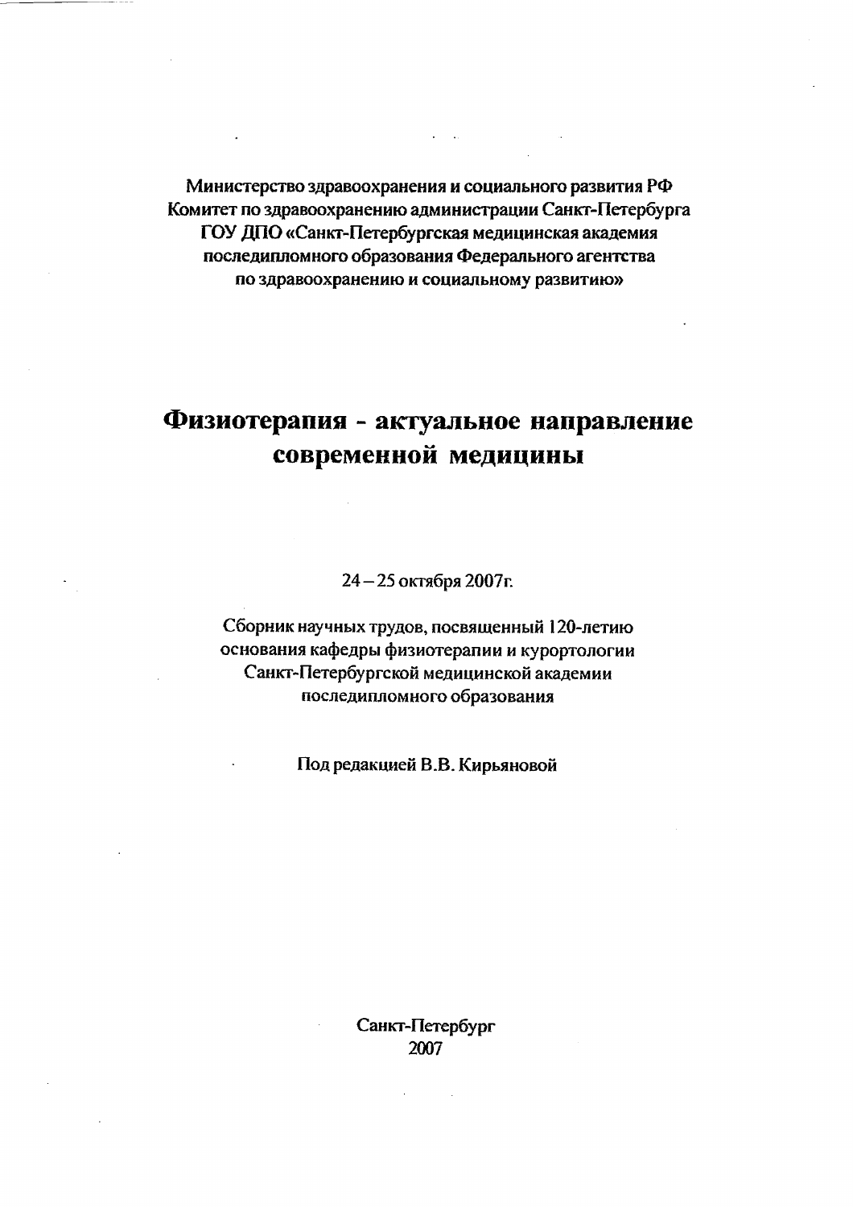Министерство здравоохранения и социального развития РФ
Комитет по здравоохранению администрации Санкт-Петербурга
ГОУ ДПО «Санкт-Петербургская медицинская академия последипломного образования Федерального агентства по здравоохранению и социальному развитию»

# Физиотерапия - актуальное направление современной медицины

24 – 25 октября 2007г.

Сборник научных трудов, посвященный 120-летию основания кафедры физиотерапии и курортологии Санкт-Петербургской медицинской академии последипломного образования

Под редакцией В.В. Кирьяновой

Санкт-Петербург
2007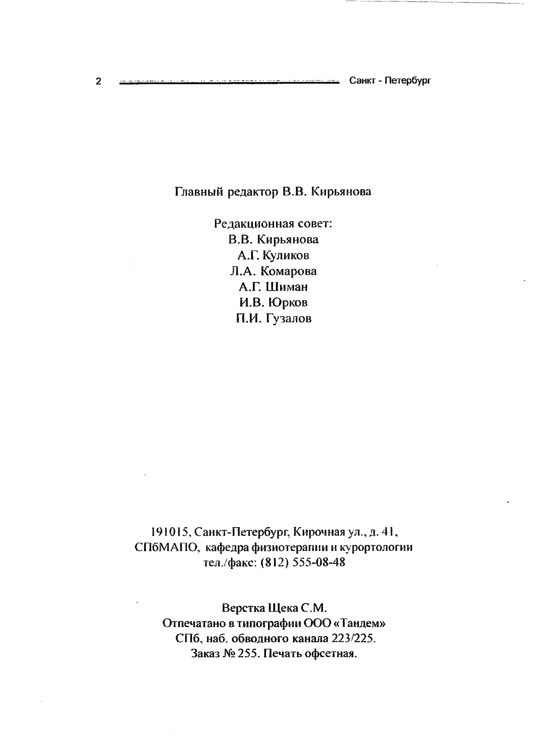Главный редактор В.В. Кирьянова

Редакционная совет:
В.В. Кирьянова
А.Г. Куликов
Л.А. Комарова
А.Г. Шиман
И.В. Юрков
П.И. Гузалов

191015, Санкт-Петербург, Кирочная ул., д. 41,
СПбМАПО, кафедра физиотерапии и курортологии
тел./факс: (812) 555-08-48

Верстка Щека С.М.
Отпечатано в типографии ООО «Тандем»
СПб, наб. обводного канала 223/225.
Заказ № 255. Печать офсетная.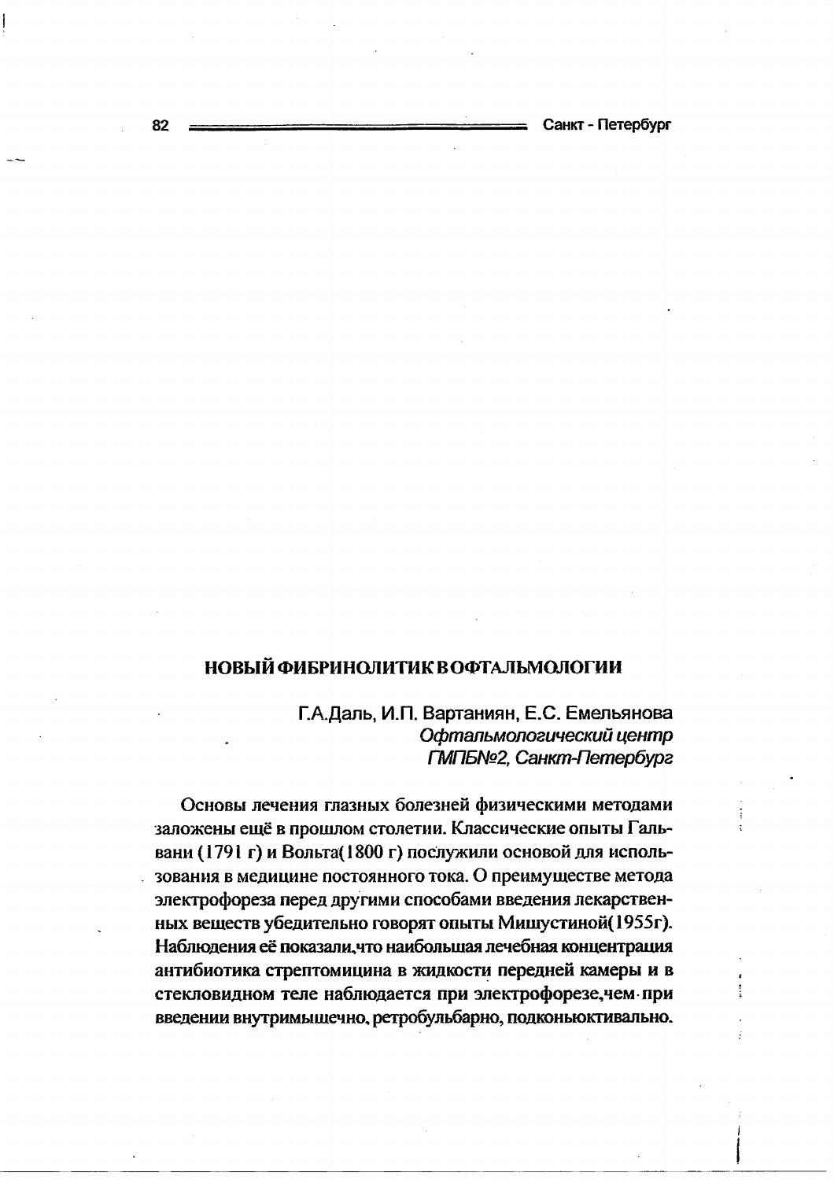## НОВЫЙ ФИБРИНОЛИТИК В ОФТАЛЬМОЛОГИИ

Г.А.Даль, И.П. Вартаниян, Е.С. Емельянова
*Офтальмологический центр*
*ГМПБ№2, Санкт-Петербург*

Основы лечения глазных болезней физическими методами заложены ещё в прошлом столетии. Классические опыты Гальвани (1791 г) и Вольта(1800 г) послужили основой для использования в медицине постоянного тока. О преимуществе метода электрофореза перед другими способами введения лекарственных веществ убедительно говорят опыты Мишустиной(1955г). Наблюдения её показали,что наибольшая лечебная концентрация антибиотика стрептомицина в жидкости передней камеры и в стекловидном теле наблюдается при электрофорезе,чем при введении внутримышечно, ретробульбарно, подконьюктивально.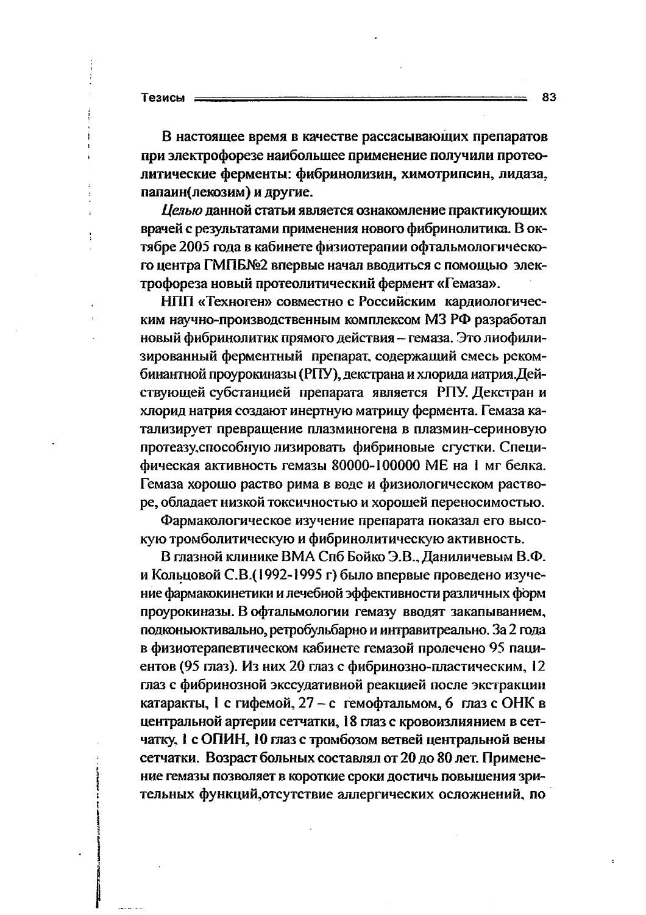В настоящее время в качестве рассасывающих препаратов при электрофорезе наибольшее применение получили протеолитические ферменты: фибринолизин, химотрипсин, лидаза, папаин(лекозим) и другие.

*Целью* данной статьи является ознакомление практикующих врачей с результатами применения нового фибринолитика. В октябре 2005 года в кабинете физиотерапии офтальмологического центра ГМПБ№2 впервые начал вводиться с помощью электрофореза новый протеолитический фермент «Гемаза».

НПП «Техноген» совместно с Российским кардиологическим научно-производственным комплексом МЗ РФ разработал новый фибринолитик прямого действия – гемаза. Это лиофилизированный ферментный препарат, содержащий смесь рекомбинантной проурокиназы (РПУ), декстрана и хлорида натрия.Действующей субстанцией препарата является РПУ. Декстран и хлорид натрия создают инертную матрицу фермента. Гемаза катализирует превращение плазминогена в плазмин-сериновую протеазу,способную лизировать фибриновые сгустки. Специфическая активность гемазы 80000-100000 МЕ на 1 мг белка. Гемаза хорошо раство рима в воде и физиологическом растворе, обладает низкой токсичностью и хорошей переносимостью.

Фармакологическое изучение препарата показал его высокую тромболитическую и фибринолитическую активность.

В глазной клинике ВМА Спб Бойко Э.В., Даниличевым В.Ф. и Кольцовой С.В.(1992-1995 г) было впервые проведено изучение фармакокинетики и лечебной эффективности различных форм проурокиназы. В офтальмологии гемазу вводят закапыванием, подконьюктивально, ретробульбарно и интравитреально. За 2 года в физиотерапевтическом кабинете гемазой пролечено 95 пациентов (95 глаз). Из них 20 глаз с фибринозно-пластическим, 12 глаз с фибринозной экссудативной реакцией после экстракции катаракты, 1 с гифемой, 27 – с гемофтальмом, 6 глаз с ОНК в центральной артерии сетчатки, 18 глаз с кровоизлиянием в сетчатку, 1 с ОПИН, 10 глаз с тромбозом ветвей центральной вены сетчатки. Возраст больных составлял от 20 до 80 лет. Применение гемазы позволяет в короткие сроки достичь повышения зрительных функций,отсутствие аллергических осложнений, по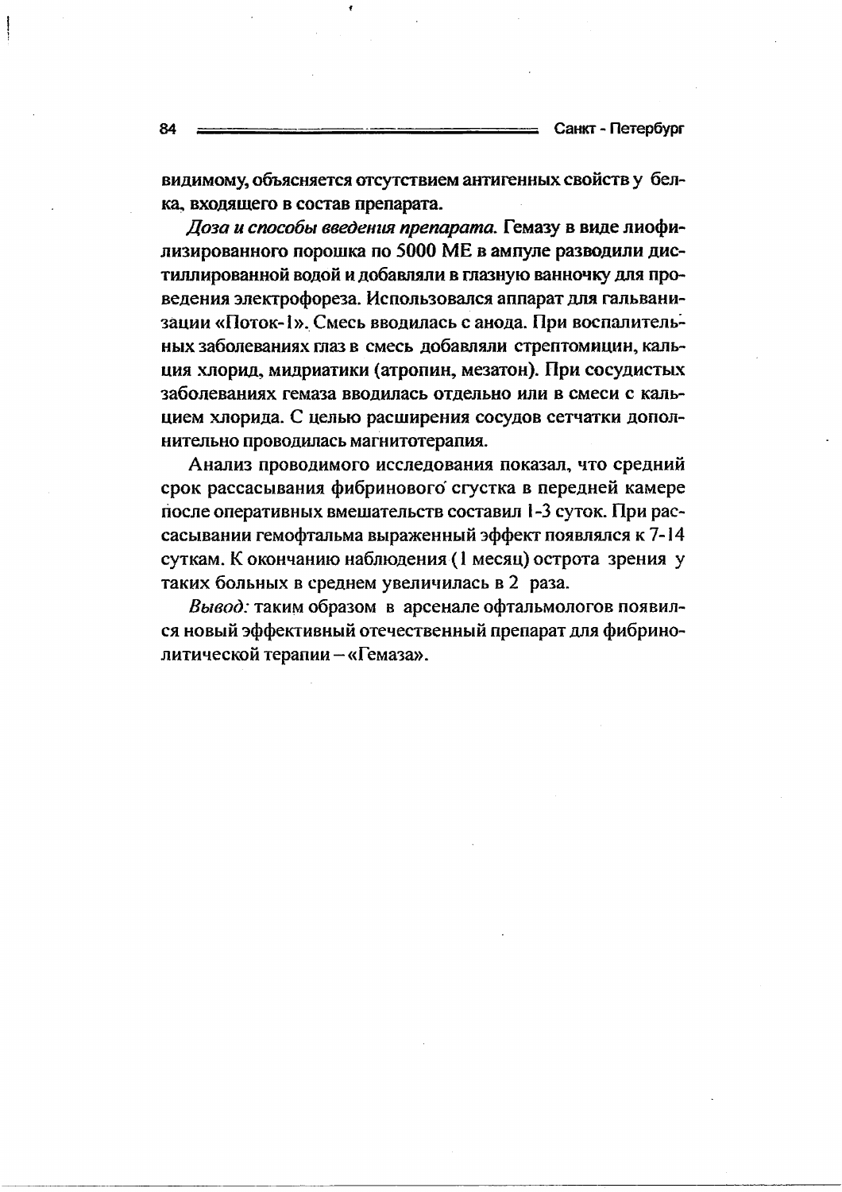видимому, объясняется отсутствием антигенных свойств у белка, входящего в состав препарата.

*Доза и способы введения препарата.* Гемазу в виде лиофилизированного порошка по 5000 МЕ в ампуле разводили дистиллированной водой и добавляли в глазную ванночку для проведения электрофореза. Использовался аппарат для гальванизации «Поток-1». Смесь вводилась с анода. При воспалительных заболеваниях глаз в смесь добавляли стрептомицин, кальция хлорид, мидриатики (атропин, мезатон). При сосудистых заболеваниях гемаза вводилась отдельно или в смеси с кальцием хлорида. С целью расширения сосудов сетчатки дополнительно проводилась магнитотерапия.

Анализ проводимого исследования показал, что средний срок рассасывания фибринового сгустка в передней камере после оперативных вмешательств составил 1-3 суток. При рассасывании гемофтальма выраженный эффект появлялся к 7-14 суткам. К окончанию наблюдения (1 месяц) острота зрения у таких больных в среднем увеличилась в 2 раза.

*Вывод:* таким образом в арсенале офтальмологов появился новый эффективный отечественный препарат для фибринолитической терапии – «Гемаза».